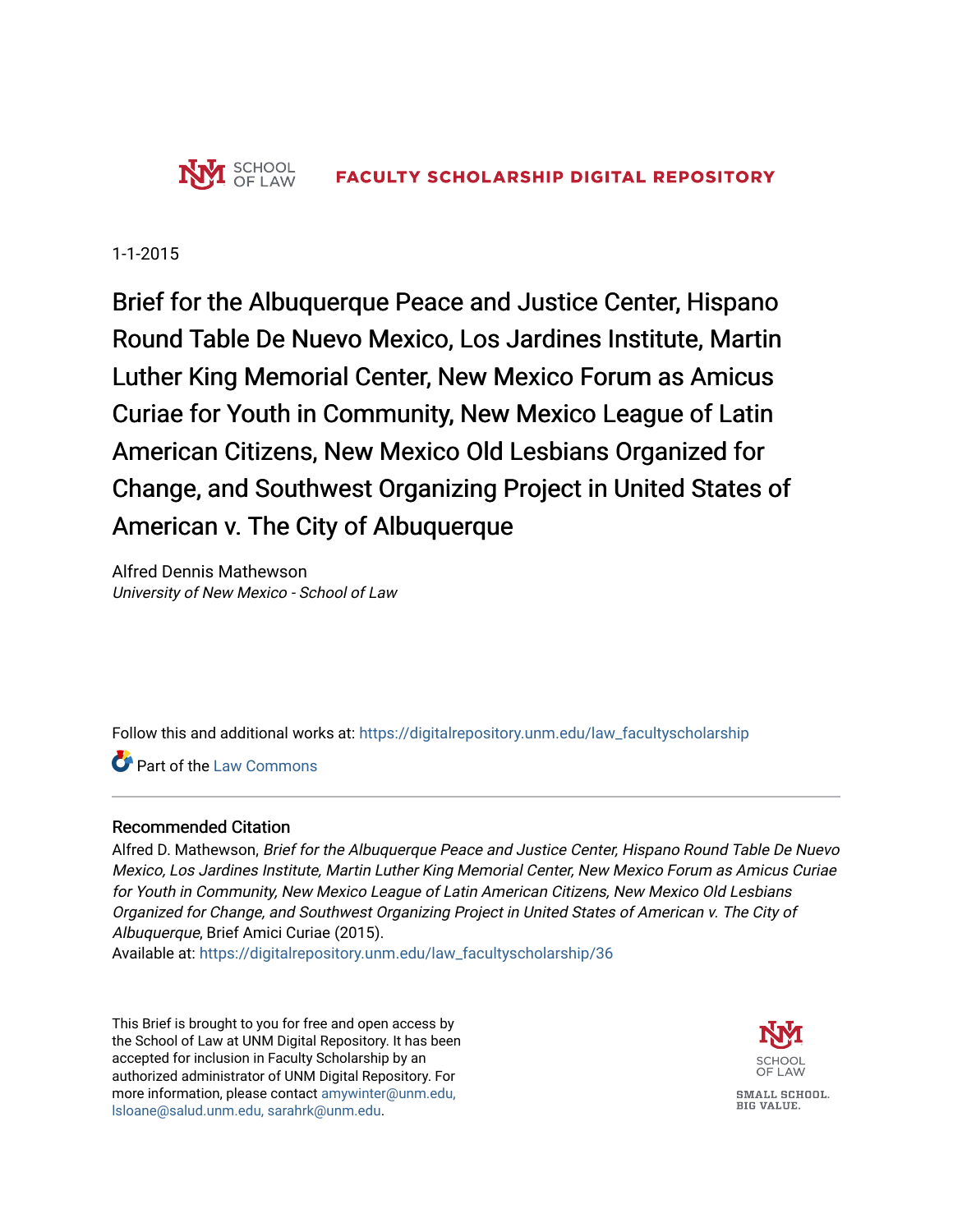UNM SCHOOL OF LAW

**FACULTY SCHOLARSHIP DIGITAL REPOSITORY**

1-1-2015

# Brief for the Albuquerque Peace and Justice Center, Hispano Round Table De Nuevo Mexico, Los Jardines Institute, Martin Luther King Memorial Center, New Mexico Forum as Amicus Curiae for Youth in Community, New Mexico League of Latin American Citizens, New Mexico Old Lesbians Organized for Change, and Southwest Organizing Project in United States of American v. The City of Albuquerque

Alfred Dennis Mathewson
*University of New Mexico - School of Law*

Follow this and additional works at: https://digitalrepository.unm.edu/law_facultyscholarship

Part of the Law Commons

## Recommended Citation

Alfred D. Mathewson, *Brief for the Albuquerque Peace and Justice Center, Hispano Round Table De Nuevo Mexico, Los Jardines Institute, Martin Luther King Memorial Center, New Mexico Forum as Amicus Curiae for Youth in Community, New Mexico League of Latin American Citizens, New Mexico Old Lesbians Organized for Change, and Southwest Organizing Project in United States of American v. The City of Albuquerque*, Brief Amici Curiae (2015).
Available at: https://digitalrepository.unm.edu/law_facultyscholarship/36

This Brief is brought to you for free and open access by the School of Law at UNM Digital Repository. It has been accepted for inclusion in Faculty Scholarship by an authorized administrator of UNM Digital Repository. For more information, please contact amywinter@unm.edu, lsloane@salud.unm.edu, sarahrk@unm.edu.

UNM SCHOOL OF LAW

SMALL SCHOOL. BIG VALUE.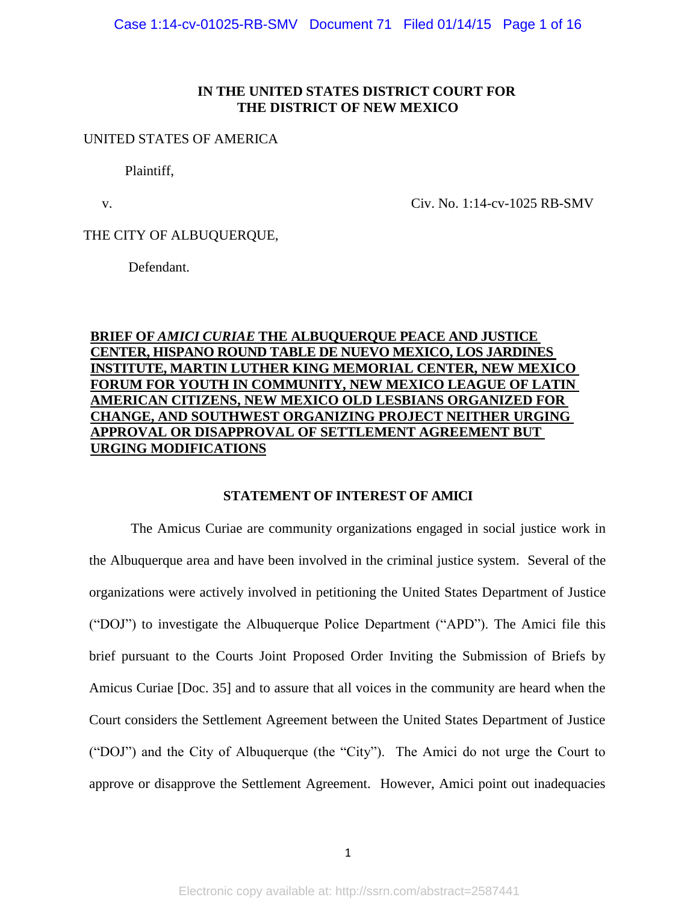**IN THE UNITED STATES DISTRICT COURT FOR THE DISTRICT OF NEW MEXICO**

UNITED STATES OF AMERICA

Plaintiff,

v. Civ. No. 1:14-cv-1025 RB-SMV

THE CITY OF ALBUQUERQUE,

Defendant.

**BRIEF OF *AMICI CURIAE* THE ALBUQUERQUE PEACE AND JUSTICE CENTER, HISPANO ROUND TABLE DE NUEVO MEXICO, LOS JARDINES INSTITUTE, MARTIN LUTHER KING MEMORIAL CENTER, NEW MEXICO FORUM FOR YOUTH IN COMMUNITY, NEW MEXICO LEAGUE OF LATIN AMERICAN CITIZENS, NEW MEXICO OLD LESBIANS ORGANIZED FOR CHANGE, AND SOUTHWEST ORGANIZING PROJECT NEITHER URGING APPROVAL OR DISAPPROVAL OF SETTLEMENT AGREEMENT BUT URGING MODIFICATIONS**

## STATEMENT OF INTEREST OF AMICI

The Amicus Curiae are community organizations engaged in social justice work in the Albuquerque area and have been involved in the criminal justice system. Several of the organizations were actively involved in petitioning the United States Department of Justice ("DOJ") to investigate the Albuquerque Police Department ("APD"). The Amici file this brief pursuant to the Courts Joint Proposed Order Inviting the Submission of Briefs by Amicus Curiae [Doc. 35] and to assure that all voices in the community are heard when the Court considers the Settlement Agreement between the United States Department of Justice ("DOJ") and the City of Albuquerque (the "City"). The Amici do not urge the Court to approve or disapprove the Settlement Agreement. However, Amici point out inadequacies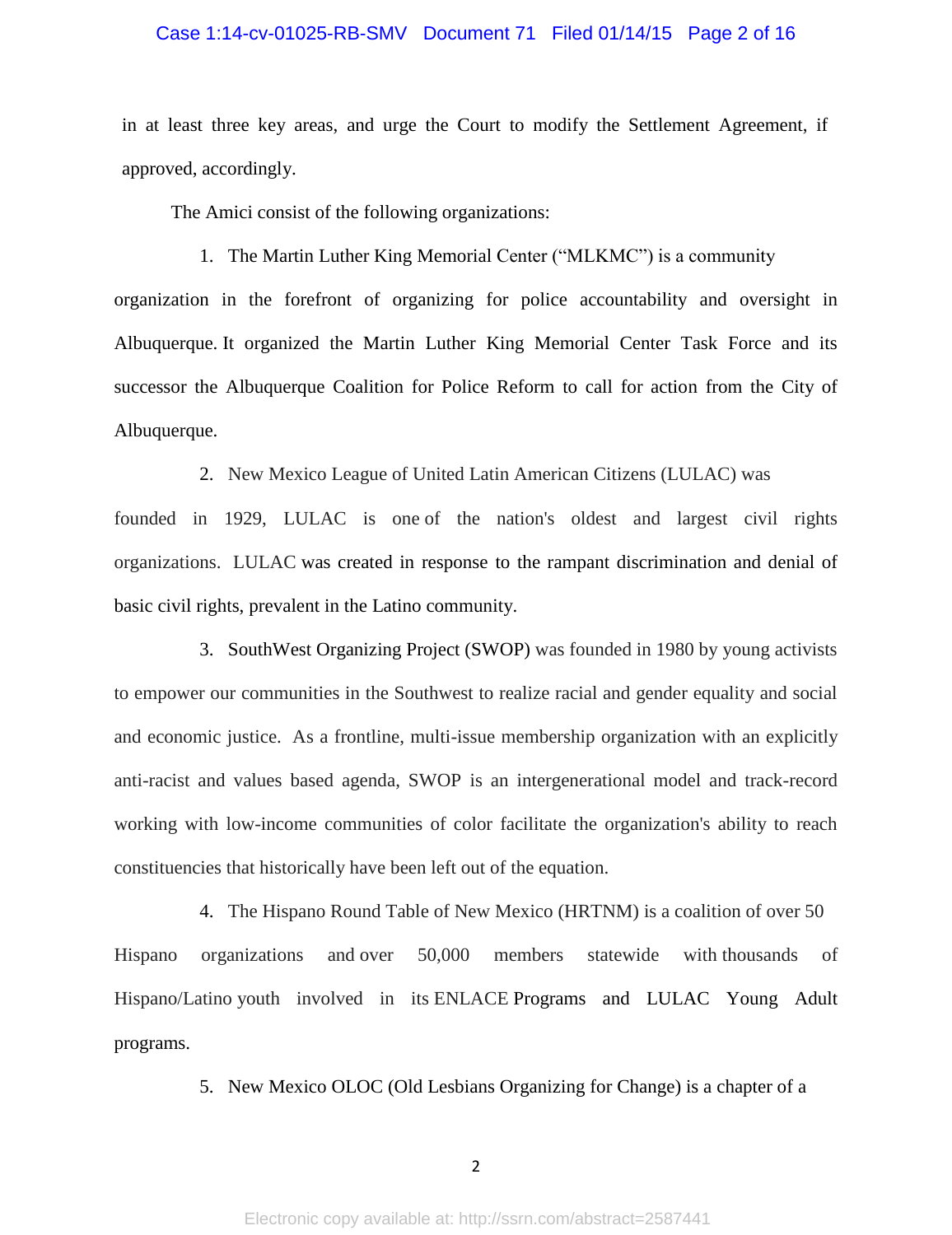in at least three key areas, and urge the Court to modify the Settlement Agreement, if approved, accordingly.

The Amici consist of the following organizations:

1. The Martin Luther King Memorial Center ("MLKMC") is a community organization in the forefront of organizing for police accountability and oversight in Albuquerque. It organized the Martin Luther King Memorial Center Task Force and its successor the Albuquerque Coalition for Police Reform to call for action from the City of Albuquerque.

2. New Mexico League of United Latin American Citizens (LULAC) was founded in 1929, LULAC is one of the nation's oldest and largest civil rights organizations. LULAC was created in response to the rampant discrimination and denial of basic civil rights, prevalent in the Latino community.

3. SouthWest Organizing Project (SWOP) was founded in 1980 by young activists to empower our communities in the Southwest to realize racial and gender equality and social and economic justice. As a frontline, multi-issue membership organization with an explicitly anti-racist and values based agenda, SWOP is an intergenerational model and track-record working with low-income communities of color facilitate the organization's ability to reach constituencies that historically have been left out of the equation.

4. The Hispano Round Table of New Mexico (HRTNM) is a coalition of over 50 Hispano organizations and over 50,000 members statewide with thousands of Hispano/Latino youth involved in its ENLACE Programs and LULAC Young Adult programs.

5. New Mexico OLOC (Old Lesbians Organizing for Change) is a chapter of a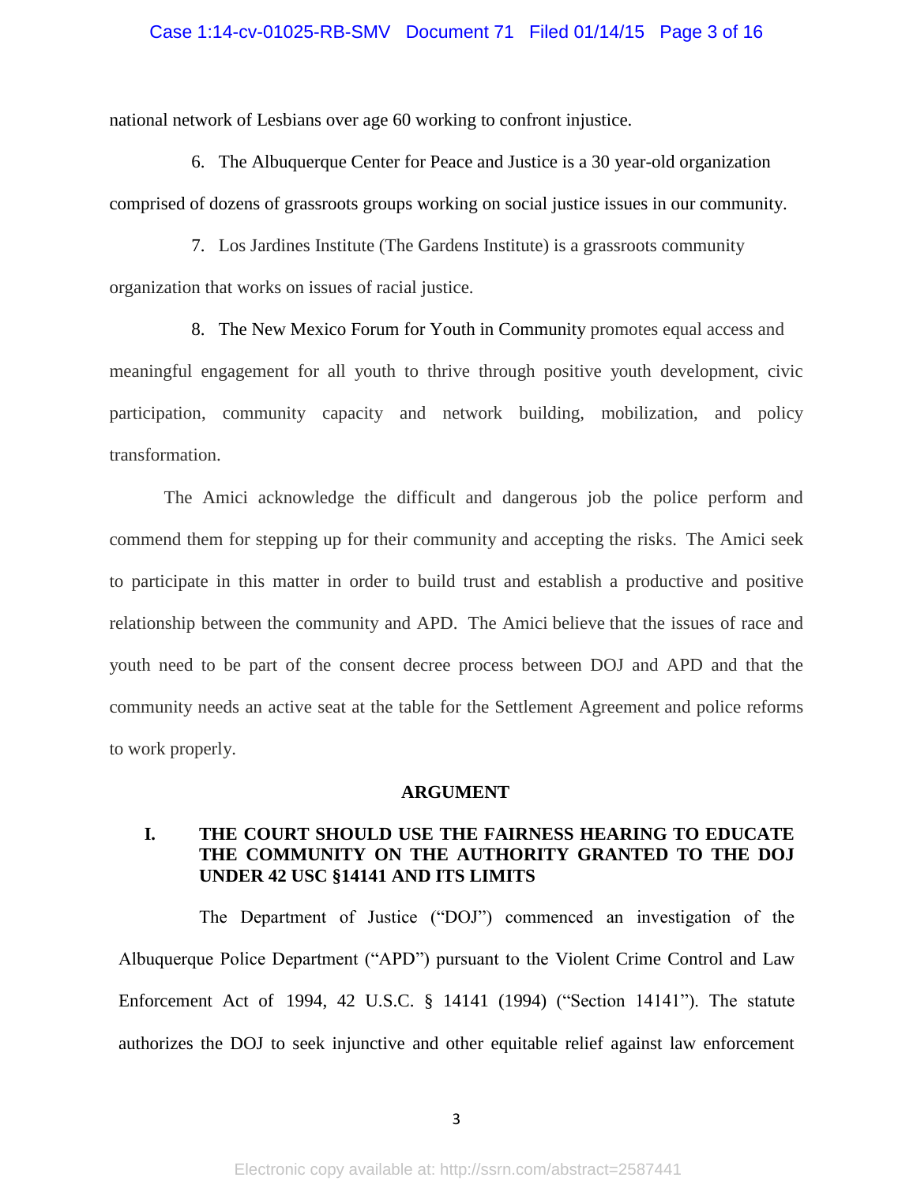national network of Lesbians over age 60 working to confront injustice.

6. The Albuquerque Center for Peace and Justice is a 30 year-old organization comprised of dozens of grassroots groups working on social justice issues in our community.

7. Los Jardines Institute (The Gardens Institute) is a grassroots community organization that works on issues of racial justice.

8. The New Mexico Forum for Youth in Community promotes equal access and meaningful engagement for all youth to thrive through positive youth development, civic participation, community capacity and network building, mobilization, and policy transformation.

The Amici acknowledge the difficult and dangerous job the police perform and commend them for stepping up for their community and accepting the risks. The Amici seek to participate in this matter in order to build trust and establish a productive and positive relationship between the community and APD. The Amici believe that the issues of race and youth need to be part of the consent decree process between DOJ and APD and that the community needs an active seat at the table for the Settlement Agreement and police reforms to work properly.

## ARGUMENT

### I. THE COURT SHOULD USE THE FAIRNESS HEARING TO EDUCATE THE COMMUNITY ON THE AUTHORITY GRANTED TO THE DOJ UNDER 42 USC §14141 AND ITS LIMITS

The Department of Justice ("DOJ") commenced an investigation of the Albuquerque Police Department ("APD") pursuant to the Violent Crime Control and Law Enforcement Act of 1994, 42 U.S.C. § 14141 (1994) ("Section 14141"). The statute authorizes the DOJ to seek injunctive and other equitable relief against law enforcement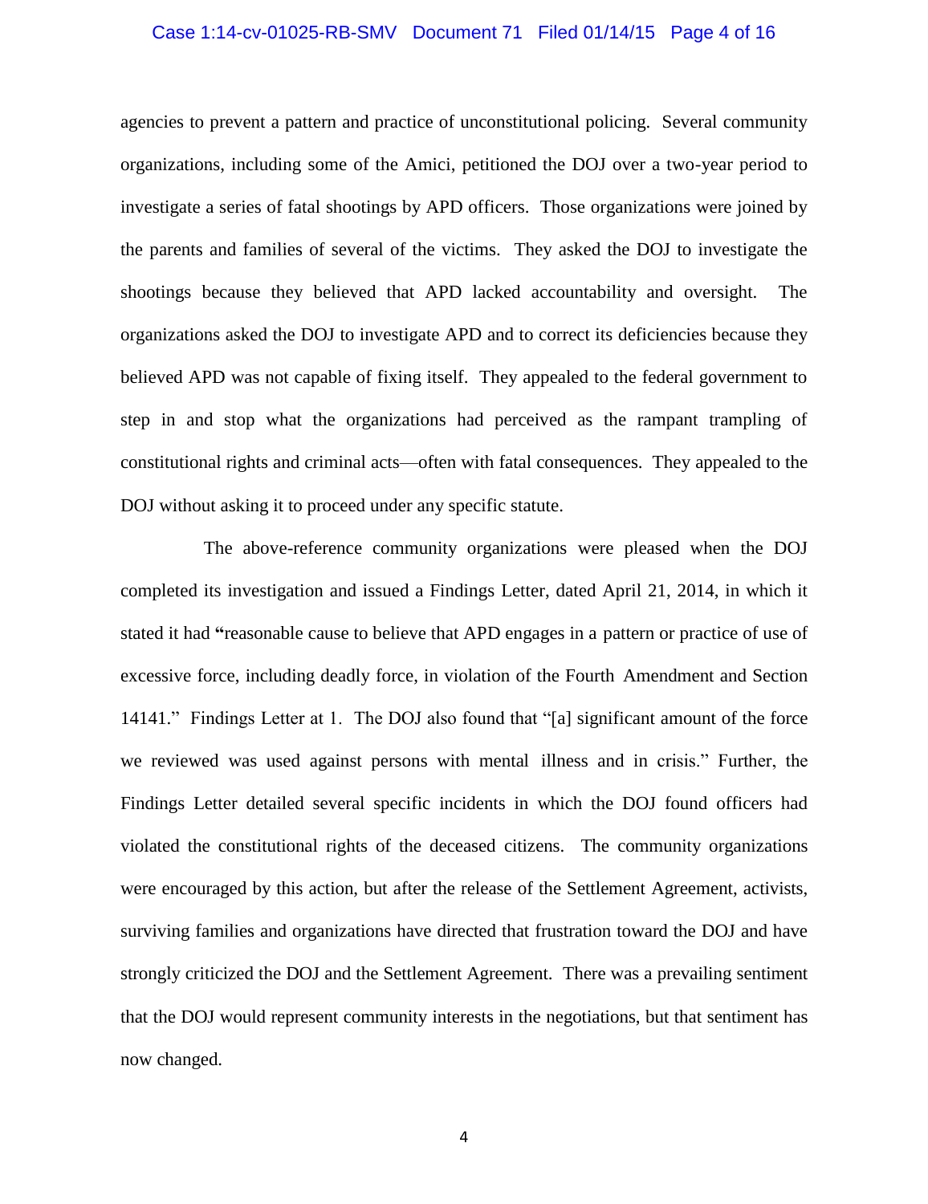agencies to prevent a pattern and practice of unconstitutional policing. Several community organizations, including some of the Amici, petitioned the DOJ over a two-year period to investigate a series of fatal shootings by APD officers. Those organizations were joined by the parents and families of several of the victims. They asked the DOJ to investigate the shootings because they believed that APD lacked accountability and oversight. The organizations asked the DOJ to investigate APD and to correct its deficiencies because they believed APD was not capable of fixing itself. They appealed to the federal government to step in and stop what the organizations had perceived as the rampant trampling of constitutional rights and criminal acts—often with fatal consequences. They appealed to the DOJ without asking it to proceed under any specific statute.

The above-reference community organizations were pleased when the DOJ completed its investigation and issued a Findings Letter, dated April 21, 2014, in which it stated it had "reasonable cause to believe that APD engages in a pattern or practice of use of excessive force, including deadly force, in violation of the Fourth Amendment and Section 14141." Findings Letter at 1. The DOJ also found that "[a] significant amount of the force we reviewed was used against persons with mental illness and in crisis." Further, the Findings Letter detailed several specific incidents in which the DOJ found officers had violated the constitutional rights of the deceased citizens. The community organizations were encouraged by this action, but after the release of the Settlement Agreement, activists, surviving families and organizations have directed that frustration toward the DOJ and have strongly criticized the DOJ and the Settlement Agreement. There was a prevailing sentiment that the DOJ would represent community interests in the negotiations, but that sentiment has now changed.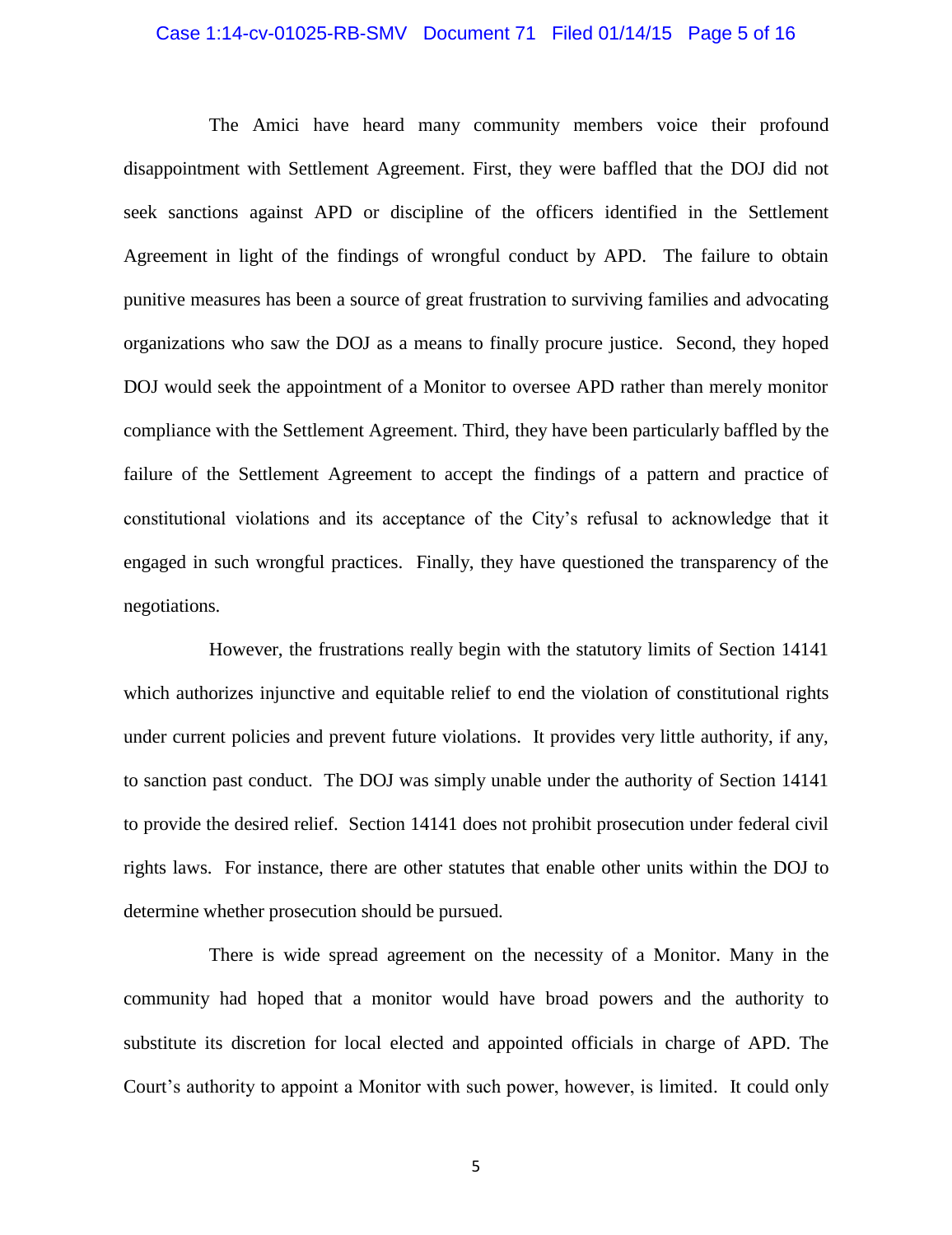The Amici have heard many community members voice their profound disappointment with Settlement Agreement. First, they were baffled that the DOJ did not seek sanctions against APD or discipline of the officers identified in the Settlement Agreement in light of the findings of wrongful conduct by APD. The failure to obtain punitive measures has been a source of great frustration to surviving families and advocating organizations who saw the DOJ as a means to finally procure justice. Second, they hoped DOJ would seek the appointment of a Monitor to oversee APD rather than merely monitor compliance with the Settlement Agreement. Third, they have been particularly baffled by the failure of the Settlement Agreement to accept the findings of a pattern and practice of constitutional violations and its acceptance of the City's refusal to acknowledge that it engaged in such wrongful practices. Finally, they have questioned the transparency of the negotiations.

However, the frustrations really begin with the statutory limits of Section 14141 which authorizes injunctive and equitable relief to end the violation of constitutional rights under current policies and prevent future violations. It provides very little authority, if any, to sanction past conduct. The DOJ was simply unable under the authority of Section 14141 to provide the desired relief. Section 14141 does not prohibit prosecution under federal civil rights laws. For instance, there are other statutes that enable other units within the DOJ to determine whether prosecution should be pursued.

There is wide spread agreement on the necessity of a Monitor. Many in the community had hoped that a monitor would have broad powers and the authority to substitute its discretion for local elected and appointed officials in charge of APD. The Court's authority to appoint a Monitor with such power, however, is limited. It could only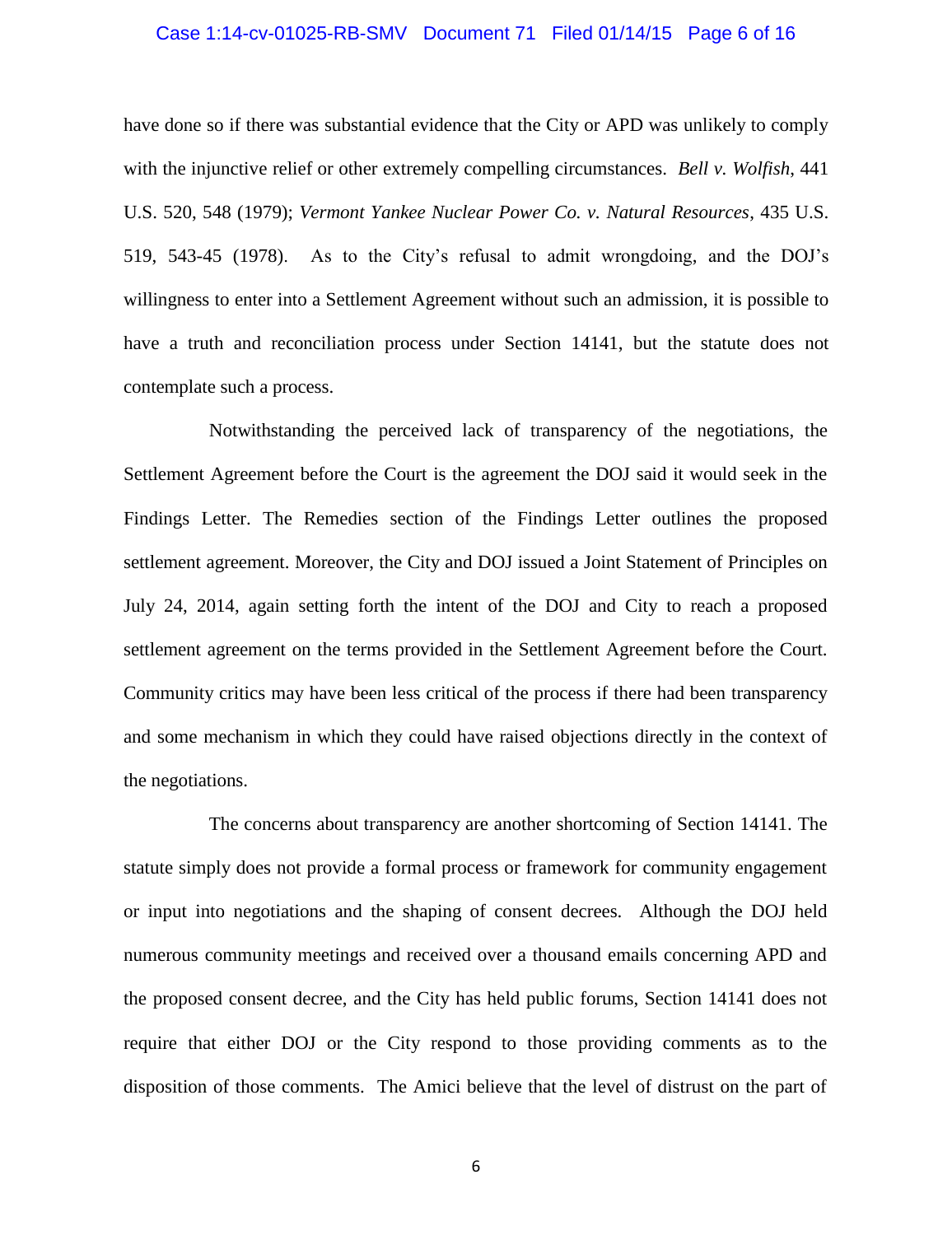have done so if there was substantial evidence that the City or APD was unlikely to comply with the injunctive relief or other extremely compelling circumstances. *Bell v. Wolfish*, 441 U.S. 520, 548 (1979); *Vermont Yankee Nuclear Power Co. v. Natural Resources*, 435 U.S. 519, 543-45 (1978). As to the City's refusal to admit wrongdoing, and the DOJ's willingness to enter into a Settlement Agreement without such an admission, it is possible to have a truth and reconciliation process under Section 14141, but the statute does not contemplate such a process.

Notwithstanding the perceived lack of transparency of the negotiations, the Settlement Agreement before the Court is the agreement the DOJ said it would seek in the Findings Letter. The Remedies section of the Findings Letter outlines the proposed settlement agreement. Moreover, the City and DOJ issued a Joint Statement of Principles on July 24, 2014, again setting forth the intent of the DOJ and City to reach a proposed settlement agreement on the terms provided in the Settlement Agreement before the Court. Community critics may have been less critical of the process if there had been transparency and some mechanism in which they could have raised objections directly in the context of the negotiations.

The concerns about transparency are another shortcoming of Section 14141. The statute simply does not provide a formal process or framework for community engagement or input into negotiations and the shaping of consent decrees. Although the DOJ held numerous community meetings and received over a thousand emails concerning APD and the proposed consent decree, and the City has held public forums, Section 14141 does not require that either DOJ or the City respond to those providing comments as to the disposition of those comments. The Amici believe that the level of distrust on the part of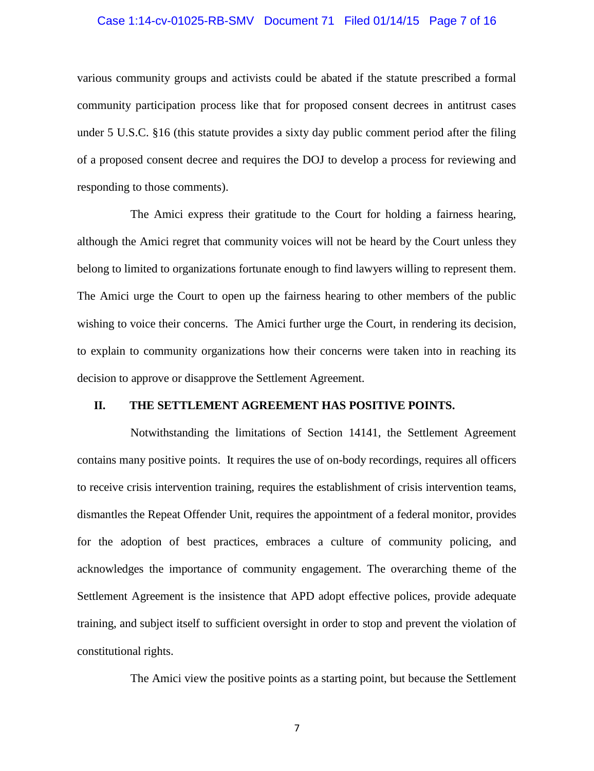various community groups and activists could be abated if the statute prescribed a formal community participation process like that for proposed consent decrees in antitrust cases under 5 U.S.C. §16 (this statute provides a sixty day public comment period after the filing of a proposed consent decree and requires the DOJ to develop a process for reviewing and responding to those comments).

The Amici express their gratitude to the Court for holding a fairness hearing, although the Amici regret that community voices will not be heard by the Court unless they belong to limited to organizations fortunate enough to find lawyers willing to represent them. The Amici urge the Court to open up the fairness hearing to other members of the public wishing to voice their concerns. The Amici further urge the Court, in rendering its decision, to explain to community organizations how their concerns were taken into in reaching its decision to approve or disapprove the Settlement Agreement.

## II. THE SETTLEMENT AGREEMENT HAS POSITIVE POINTS.

Notwithstanding the limitations of Section 14141, the Settlement Agreement contains many positive points. It requires the use of on-body recordings, requires all officers to receive crisis intervention training, requires the establishment of crisis intervention teams, dismantles the Repeat Offender Unit, requires the appointment of a federal monitor, provides for the adoption of best practices, embraces a culture of community policing, and acknowledges the importance of community engagement. The overarching theme of the Settlement Agreement is the insistence that APD adopt effective polices, provide adequate training, and subject itself to sufficient oversight in order to stop and prevent the violation of constitutional rights.

The Amici view the positive points as a starting point, but because the Settlement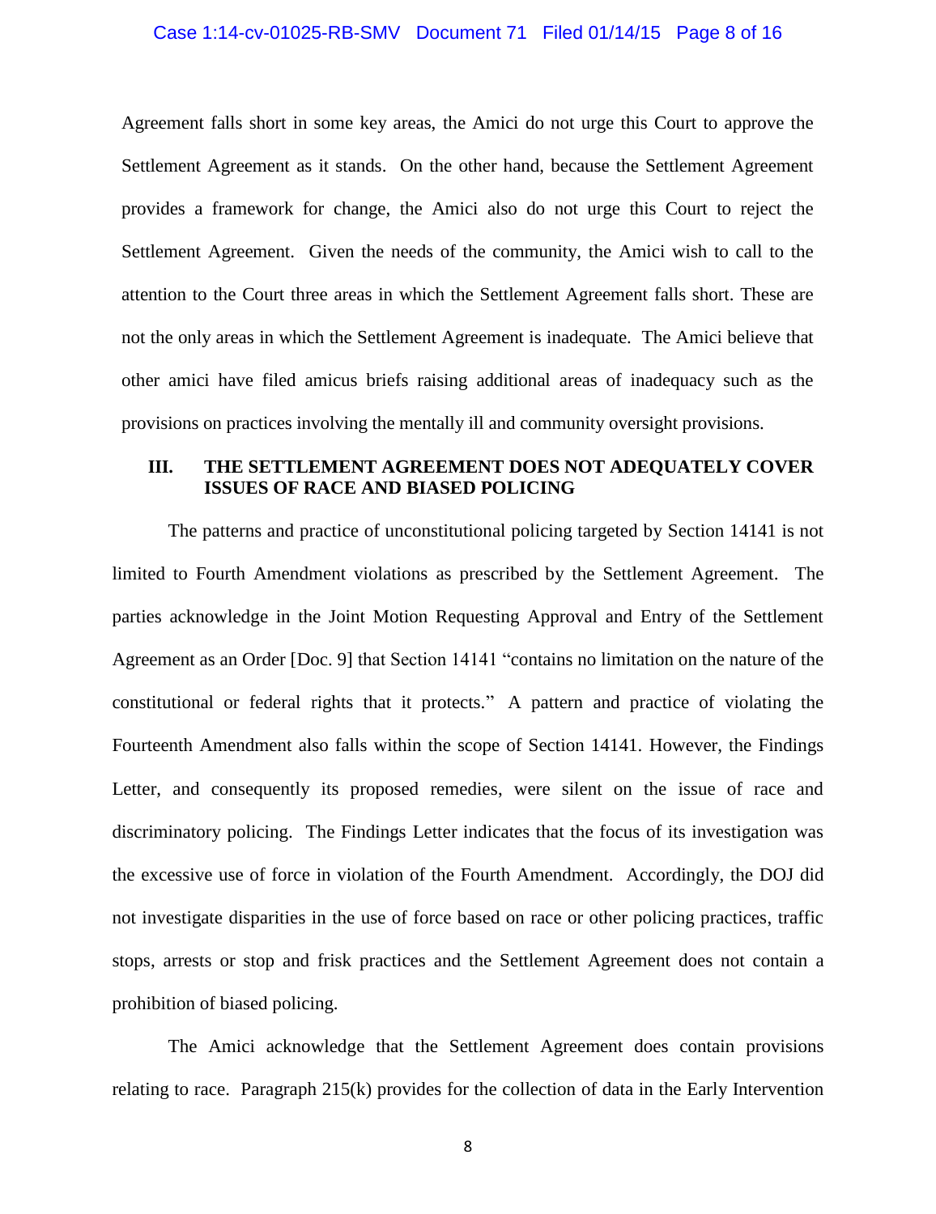Agreement falls short in some key areas, the Amici do not urge this Court to approve the Settlement Agreement as it stands. On the other hand, because the Settlement Agreement provides a framework for change, the Amici also do not urge this Court to reject the Settlement Agreement. Given the needs of the community, the Amici wish to call to the attention to the Court three areas in which the Settlement Agreement falls short. These are not the only areas in which the Settlement Agreement is inadequate. The Amici believe that other amici have filed amicus briefs raising additional areas of inadequacy such as the provisions on practices involving the mentally ill and community oversight provisions.

## III. THE SETTLEMENT AGREEMENT DOES NOT ADEQUATELY COVER ISSUES OF RACE AND BIASED POLICING

The patterns and practice of unconstitutional policing targeted by Section 14141 is not limited to Fourth Amendment violations as prescribed by the Settlement Agreement. The parties acknowledge in the Joint Motion Requesting Approval and Entry of the Settlement Agreement as an Order [Doc. 9] that Section 14141 "contains no limitation on the nature of the constitutional or federal rights that it protects." A pattern and practice of violating the Fourteenth Amendment also falls within the scope of Section 14141. However, the Findings Letter, and consequently its proposed remedies, were silent on the issue of race and discriminatory policing. The Findings Letter indicates that the focus of its investigation was the excessive use of force in violation of the Fourth Amendment. Accordingly, the DOJ did not investigate disparities in the use of force based on race or other policing practices, traffic stops, arrests or stop and frisk practices and the Settlement Agreement does not contain a prohibition of biased policing.

The Amici acknowledge that the Settlement Agreement does contain provisions relating to race. Paragraph 215(k) provides for the collection of data in the Early Intervention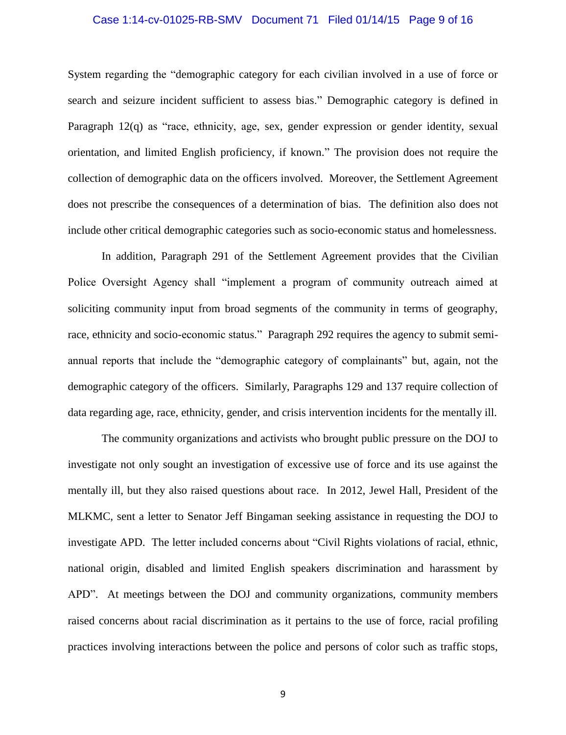System regarding the "demographic category for each civilian involved in a use of force or search and seizure incident sufficient to assess bias." Demographic category is defined in Paragraph 12(q) as "race, ethnicity, age, sex, gender expression or gender identity, sexual orientation, and limited English proficiency, if known." The provision does not require the collection of demographic data on the officers involved. Moreover, the Settlement Agreement does not prescribe the consequences of a determination of bias. The definition also does not include other critical demographic categories such as socio-economic status and homelessness.

In addition, Paragraph 291 of the Settlement Agreement provides that the Civilian Police Oversight Agency shall "implement a program of community outreach aimed at soliciting community input from broad segments of the community in terms of geography, race, ethnicity and socio-economic status." Paragraph 292 requires the agency to submit semi-annual reports that include the "demographic category of complainants" but, again, not the demographic category of the officers. Similarly, Paragraphs 129 and 137 require collection of data regarding age, race, ethnicity, gender, and crisis intervention incidents for the mentally ill.

The community organizations and activists who brought public pressure on the DOJ to investigate not only sought an investigation of excessive use of force and its use against the mentally ill, but they also raised questions about race. In 2012, Jewel Hall, President of the MLKMC, sent a letter to Senator Jeff Bingaman seeking assistance in requesting the DOJ to investigate APD. The letter included concerns about "Civil Rights violations of racial, ethnic, national origin, disabled and limited English speakers discrimination and harassment by APD". At meetings between the DOJ and community organizations, community members raised concerns about racial discrimination as it pertains to the use of force, racial profiling practices involving interactions between the police and persons of color such as traffic stops,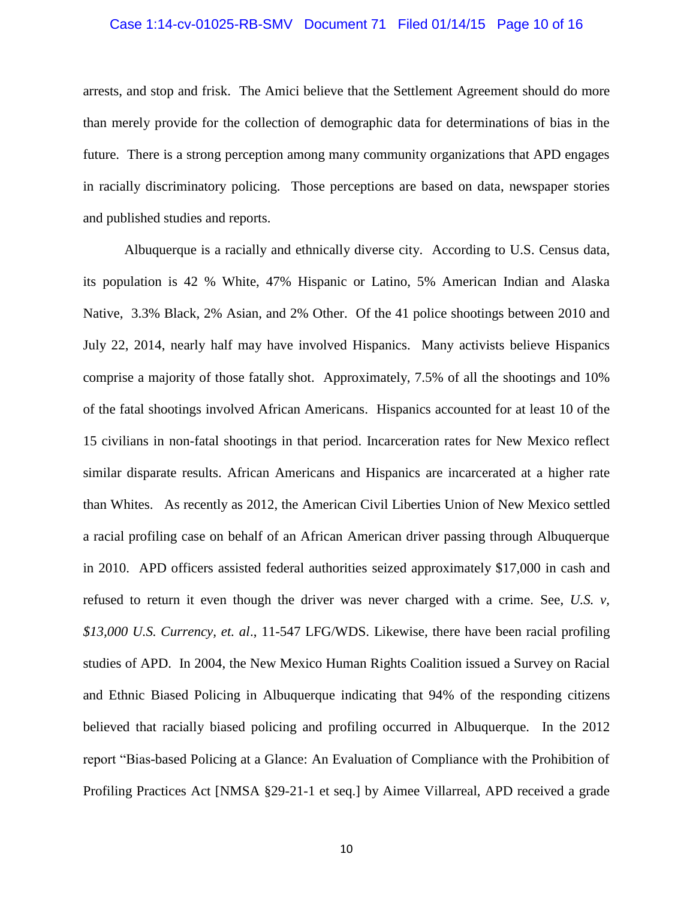arrests, and stop and frisk. The Amici believe that the Settlement Agreement should do more than merely provide for the collection of demographic data for determinations of bias in the future. There is a strong perception among many community organizations that APD engages in racially discriminatory policing. Those perceptions are based on data, newspaper stories and published studies and reports.

Albuquerque is a racially and ethnically diverse city. According to U.S. Census data, its population is 42 % White, 47% Hispanic or Latino, 5% American Indian and Alaska Native, 3.3% Black, 2% Asian, and 2% Other. Of the 41 police shootings between 2010 and July 22, 2014, nearly half may have involved Hispanics. Many activists believe Hispanics comprise a majority of those fatally shot. Approximately, 7.5% of all the shootings and 10% of the fatal shootings involved African Americans. Hispanics accounted for at least 10 of the 15 civilians in non-fatal shootings in that period. Incarceration rates for New Mexico reflect similar disparate results. African Americans and Hispanics are incarcerated at a higher rate than Whites. As recently as 2012, the American Civil Liberties Union of New Mexico settled a racial profiling case on behalf of an African American driver passing through Albuquerque in 2010. APD officers assisted federal authorities seized approximately $17,000 in cash and refused to return it even though the driver was never charged with a crime. See, *U.S. v, $13,000 U.S. Currency, et. al*., 11-547 LFG/WDS. Likewise, there have been racial profiling studies of APD. In 2004, the New Mexico Human Rights Coalition issued a Survey on Racial and Ethnic Biased Policing in Albuquerque indicating that 94% of the responding citizens believed that racially biased policing and profiling occurred in Albuquerque. In the 2012 report "Bias-based Policing at a Glance: An Evaluation of Compliance with the Prohibition of Profiling Practices Act [NMSA §29-21-1 et seq.] by Aimee Villarreal, APD received a grade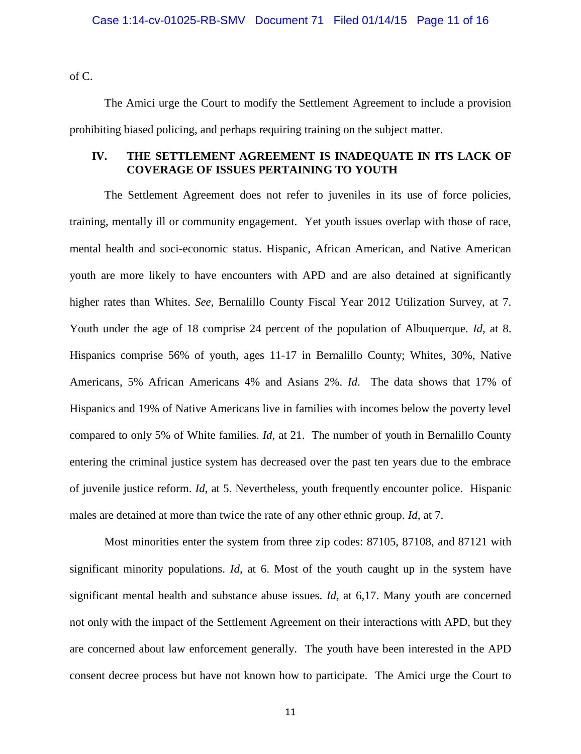of C.

The Amici urge the Court to modify the Settlement Agreement to include a provision prohibiting biased policing, and perhaps requiring training on the subject matter.

## IV. THE SETTLEMENT AGREEMENT IS INADEQUATE IN ITS LACK OF COVERAGE OF ISSUES PERTAINING TO YOUTH

The Settlement Agreement does not refer to juveniles in its use of force policies, training, mentally ill or community engagement. Yet youth issues overlap with those of race, mental health and soci-economic status. Hispanic, African American, and Native American youth are more likely to have encounters with APD and are also detained at significantly higher rates than Whites. *See*, Bernalillo County Fiscal Year 2012 Utilization Survey, at 7. Youth under the age of 18 comprise 24 percent of the population of Albuquerque. *Id*, at 8. Hispanics comprise 56% of youth, ages 11-17 in Bernalillo County; Whites, 30%, Native Americans, 5% African Americans 4% and Asians 2%. *Id*. The data shows that 17% of Hispanics and 19% of Native Americans live in families with incomes below the poverty level compared to only 5% of White families. *Id*, at 21. The number of youth in Bernalillo County entering the criminal justice system has decreased over the past ten years due to the embrace of juvenile justice reform. *Id*, at 5. Nevertheless, youth frequently encounter police. Hispanic males are detained at more than twice the rate of any other ethnic group. *Id*, at 7.

Most minorities enter the system from three zip codes: 87105, 87108, and 87121 with significant minority populations. *Id*, at 6. Most of the youth caught up in the system have significant mental health and substance abuse issues. *Id*, at 6,17. Many youth are concerned not only with the impact of the Settlement Agreement on their interactions with APD, but they are concerned about law enforcement generally. The youth have been interested in the APD consent decree process but have not known how to participate. The Amici urge the Court to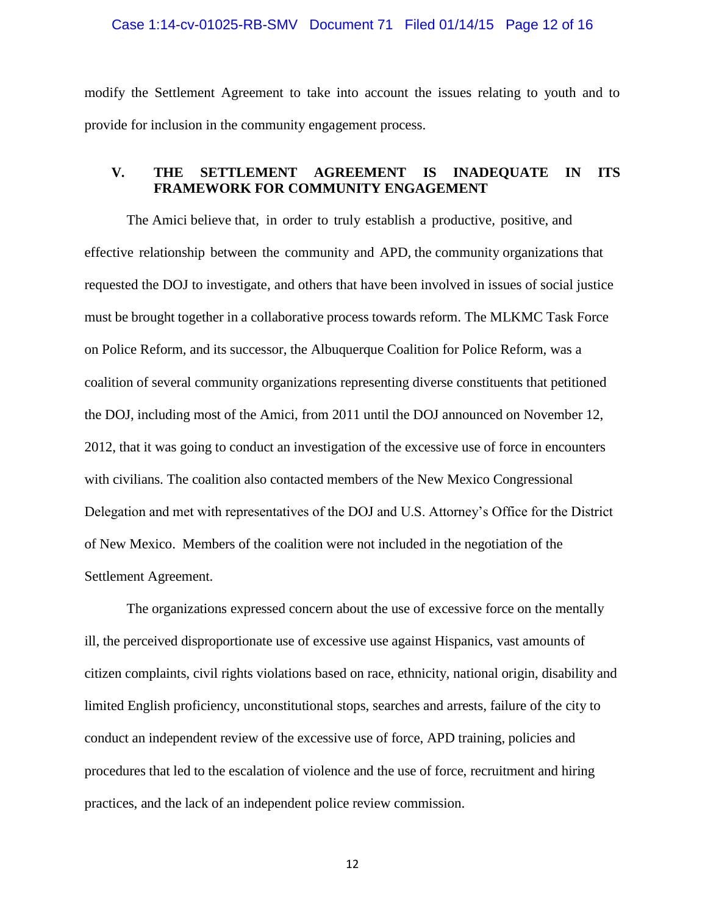modify the Settlement Agreement to take into account the issues relating to youth and to provide for inclusion in the community engagement process.

## V. THE SETTLEMENT AGREEMENT IS INADEQUATE IN ITS FRAMEWORK FOR COMMUNITY ENGAGEMENT

The Amici believe that, in order to truly establish a productive, positive, and effective relationship between the community and APD, the community organizations that requested the DOJ to investigate, and others that have been involved in issues of social justice must be brought together in a collaborative process towards reform. The MLKMC Task Force on Police Reform, and its successor, the Albuquerque Coalition for Police Reform, was a coalition of several community organizations representing diverse constituents that petitioned the DOJ, including most of the Amici, from 2011 until the DOJ announced on November 12, 2012, that it was going to conduct an investigation of the excessive use of force in encounters with civilians. The coalition also contacted members of the New Mexico Congressional Delegation and met with representatives of the DOJ and U.S. Attorney's Office for the District of New Mexico. Members of the coalition were not included in the negotiation of the Settlement Agreement.

The organizations expressed concern about the use of excessive force on the mentally ill, the perceived disproportionate use of excessive use against Hispanics, vast amounts of citizen complaints, civil rights violations based on race, ethnicity, national origin, disability and limited English proficiency, unconstitutional stops, searches and arrests, failure of the city to conduct an independent review of the excessive use of force, APD training, policies and procedures that led to the escalation of violence and the use of force, recruitment and hiring practices, and the lack of an independent police review commission.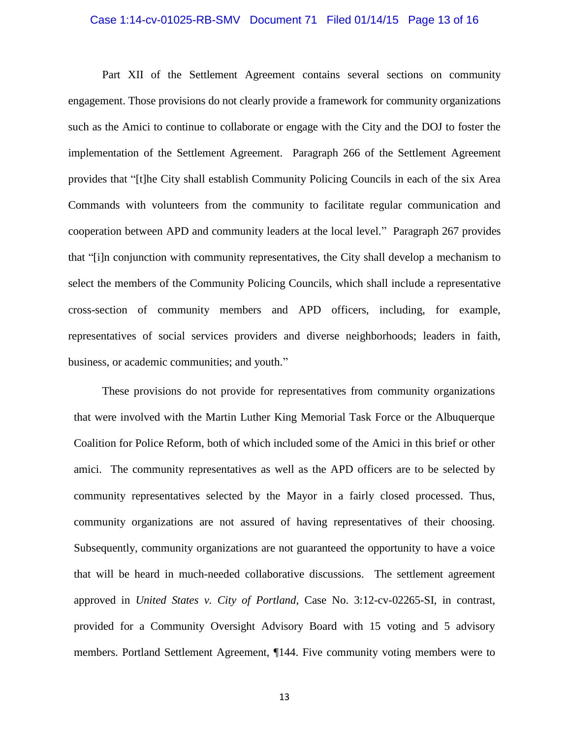Part XII of the Settlement Agreement contains several sections on community engagement. Those provisions do not clearly provide a framework for community organizations such as the Amici to continue to collaborate or engage with the City and the DOJ to foster the implementation of the Settlement Agreement. Paragraph 266 of the Settlement Agreement provides that "[t]he City shall establish Community Policing Councils in each of the six Area Commands with volunteers from the community to facilitate regular communication and cooperation between APD and community leaders at the local level." Paragraph 267 provides that "[i]n conjunction with community representatives, the City shall develop a mechanism to select the members of the Community Policing Councils, which shall include a representative cross-section of community members and APD officers, including, for example, representatives of social services providers and diverse neighborhoods; leaders in faith, business, or academic communities; and youth."

These provisions do not provide for representatives from community organizations that were involved with the Martin Luther King Memorial Task Force or the Albuquerque Coalition for Police Reform, both of which included some of the Amici in this brief or other amici. The community representatives as well as the APD officers are to be selected by community representatives selected by the Mayor in a fairly closed processed. Thus, community organizations are not assured of having representatives of their choosing. Subsequently, community organizations are not guaranteed the opportunity to have a voice that will be heard in much-needed collaborative discussions. The settlement agreement approved in *United States v. City of Portland*, Case No. 3:12-cv-02265-SI, in contrast, provided for a Community Oversight Advisory Board with 15 voting and 5 advisory members. Portland Settlement Agreement, ¶144. Five community voting members were to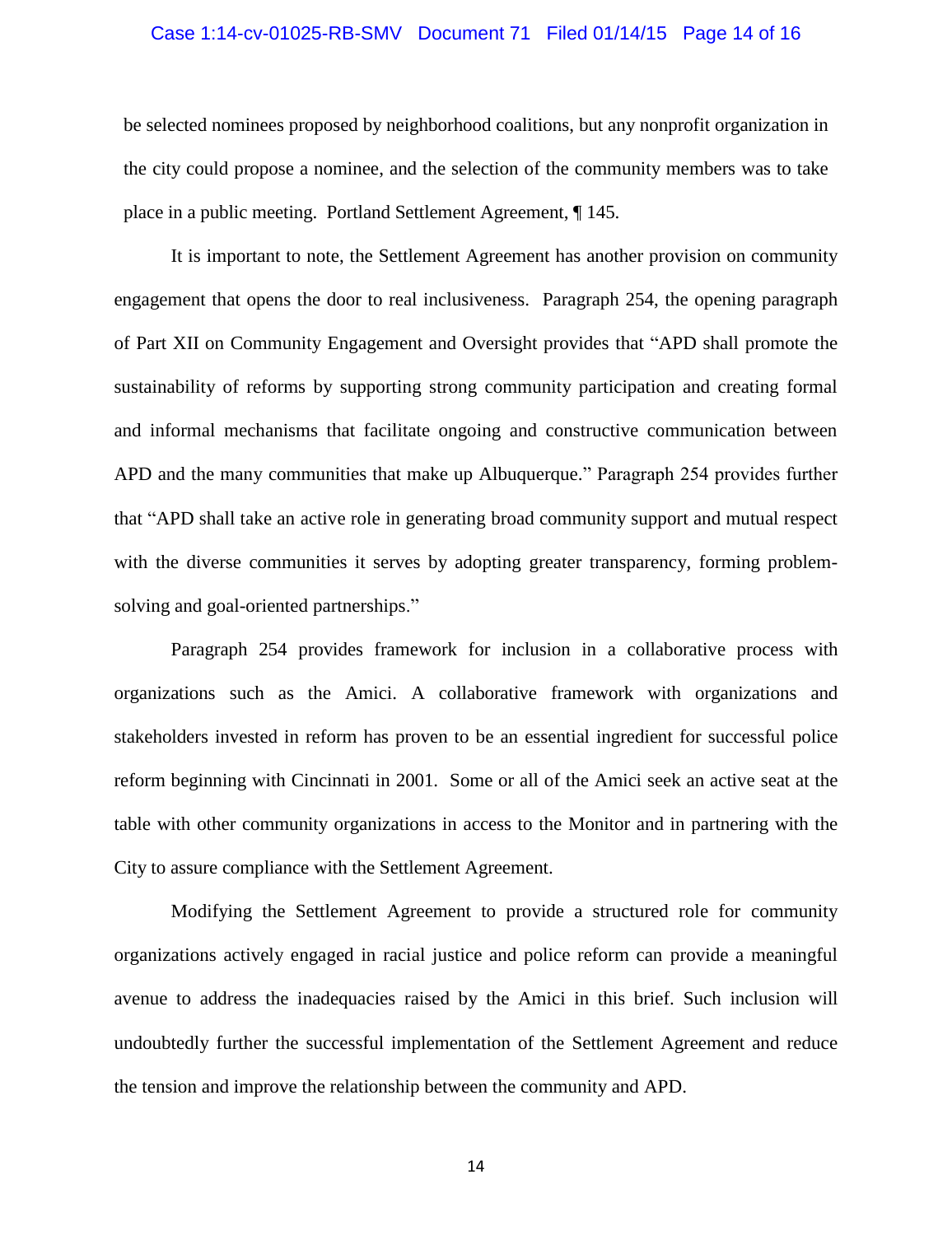be selected nominees proposed by neighborhood coalitions, but any nonprofit organization in the city could propose a nominee, and the selection of the community members was to take place in a public meeting. Portland Settlement Agreement, ¶ 145.

It is important to note, the Settlement Agreement has another provision on community engagement that opens the door to real inclusiveness. Paragraph 254, the opening paragraph of Part XII on Community Engagement and Oversight provides that "APD shall promote the sustainability of reforms by supporting strong community participation and creating formal and informal mechanisms that facilitate ongoing and constructive communication between APD and the many communities that make up Albuquerque." Paragraph 254 provides further that "APD shall take an active role in generating broad community support and mutual respect with the diverse communities it serves by adopting greater transparency, forming problem-solving and goal-oriented partnerships."

Paragraph 254 provides framework for inclusion in a collaborative process with organizations such as the Amici. A collaborative framework with organizations and stakeholders invested in reform has proven to be an essential ingredient for successful police reform beginning with Cincinnati in 2001. Some or all of the Amici seek an active seat at the table with other community organizations in access to the Monitor and in partnering with the City to assure compliance with the Settlement Agreement.

Modifying the Settlement Agreement to provide a structured role for community organizations actively engaged in racial justice and police reform can provide a meaningful avenue to address the inadequacies raised by the Amici in this brief. Such inclusion will undoubtedly further the successful implementation of the Settlement Agreement and reduce the tension and improve the relationship between the community and APD.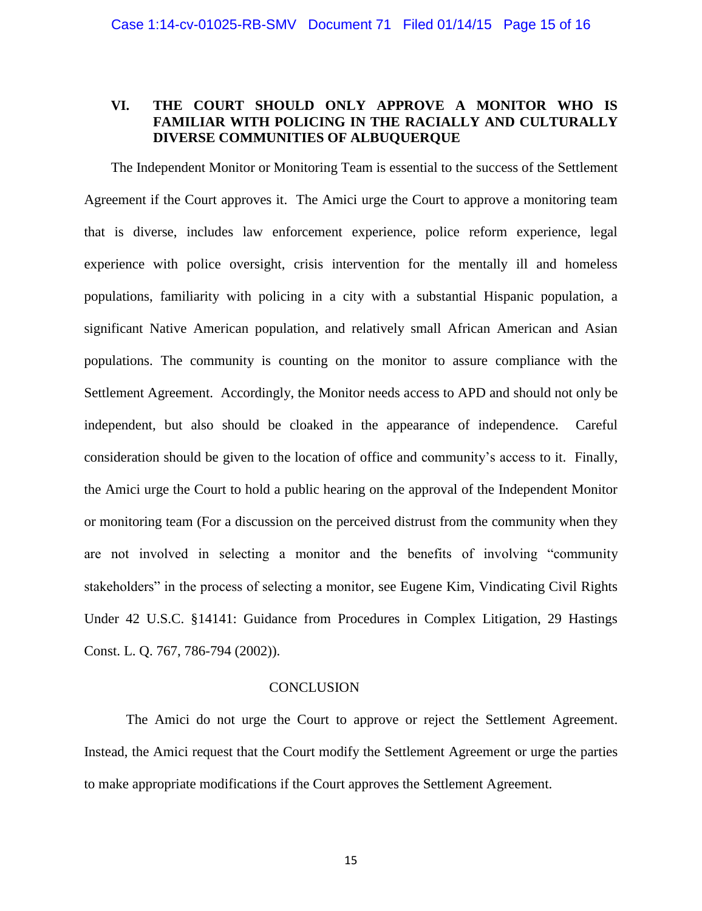## VI. THE COURT SHOULD ONLY APPROVE A MONITOR WHO IS FAMILIAR WITH POLICING IN THE RACIALLY AND CULTURALLY DIVERSE COMMUNITIES OF ALBUQUERQUE

The Independent Monitor or Monitoring Team is essential to the success of the Settlement Agreement if the Court approves it. The Amici urge the Court to approve a monitoring team that is diverse, includes law enforcement experience, police reform experience, legal experience with police oversight, crisis intervention for the mentally ill and homeless populations, familiarity with policing in a city with a substantial Hispanic population, a significant Native American population, and relatively small African American and Asian populations. The community is counting on the monitor to assure compliance with the Settlement Agreement. Accordingly, the Monitor needs access to APD and should not only be independent, but also should be cloaked in the appearance of independence. Careful consideration should be given to the location of office and community's access to it. Finally, the Amici urge the Court to hold a public hearing on the approval of the Independent Monitor or monitoring team (For a discussion on the perceived distrust from the community when they are not involved in selecting a monitor and the benefits of involving "community stakeholders" in the process of selecting a monitor, see Eugene Kim, Vindicating Civil Rights Under 42 U.S.C. §14141: Guidance from Procedures in Complex Litigation, 29 Hastings Const. L. Q. 767, 786-794 (2002)).

## CONCLUSION

The Amici do not urge the Court to approve or reject the Settlement Agreement. Instead, the Amici request that the Court modify the Settlement Agreement or urge the parties to make appropriate modifications if the Court approves the Settlement Agreement.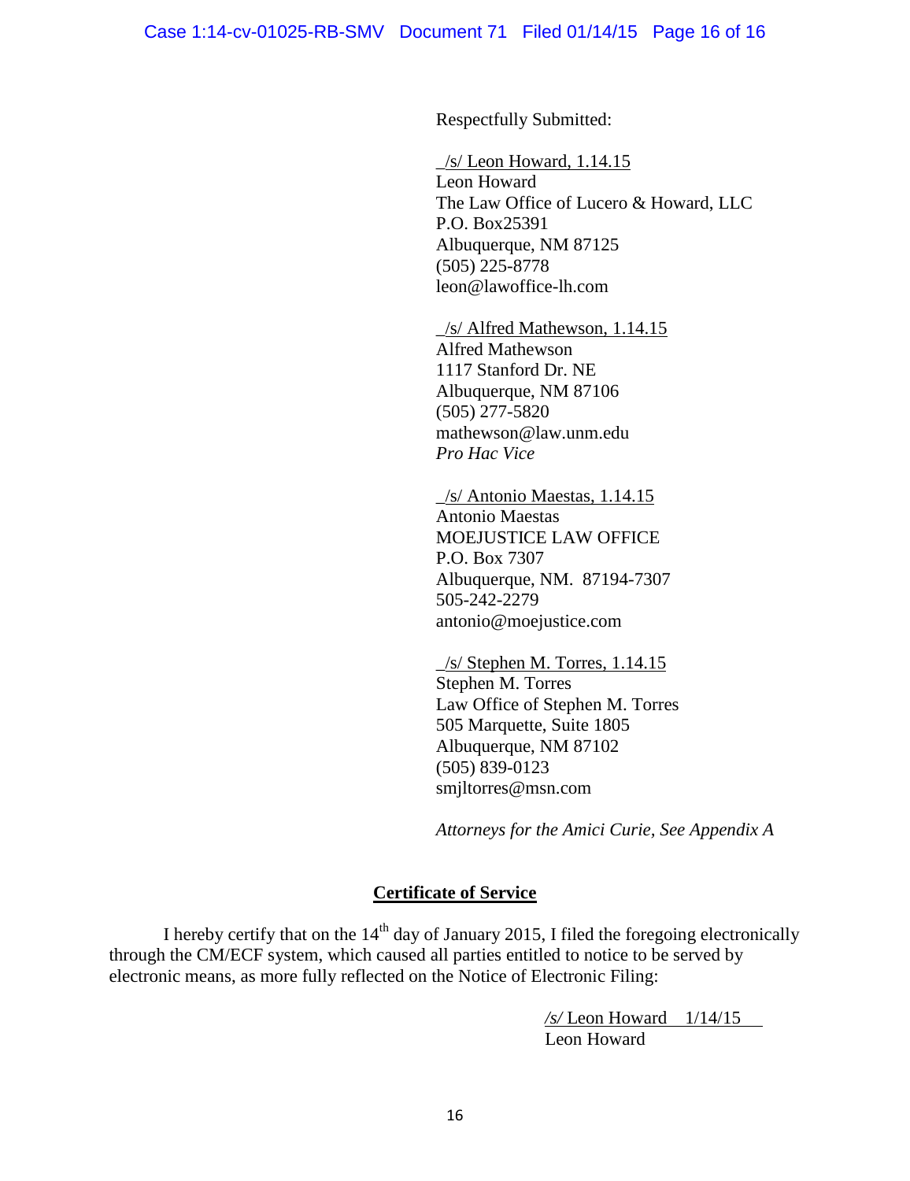Respectfully Submitted:

_/s/ Leon Howard, 1.14.15
Leon Howard
The Law Office of Lucero & Howard, LLC
P.O. Box25391
Albuquerque, NM 87125
(505) 225-8778
leon@lawoffice-lh.com

_/s/ Alfred Mathewson, 1.14.15
Alfred Mathewson
1117 Stanford Dr. NE
Albuquerque, NM 87106
(505) 277-5820
mathewson@law.unm.edu
*Pro Hac Vice*

_/s/ Antonio Maestas, 1.14.15
Antonio Maestas
MOEJUSTICE LAW OFFICE
P.O. Box 7307
Albuquerque, NM. 87194-7307
505-242-2279
antonio@moejustice.com

_/s/ Stephen M. Torres, 1.14.15
Stephen M. Torres
Law Office of Stephen M. Torres
505 Marquette, Suite 1805
Albuquerque, NM 87102
(505) 839-0123
smjltorres@msn.com

*Attorneys for the Amici Curie, See Appendix A*

## Certificate of Service

I hereby certify that on the 14th day of January 2015, I filed the foregoing electronically through the CM/ECF system, which caused all parties entitled to notice to be served by electronic means, as more fully reflected on the Notice of Electronic Filing:

*/s/* Leon Howard 1/14/15
Leon Howard